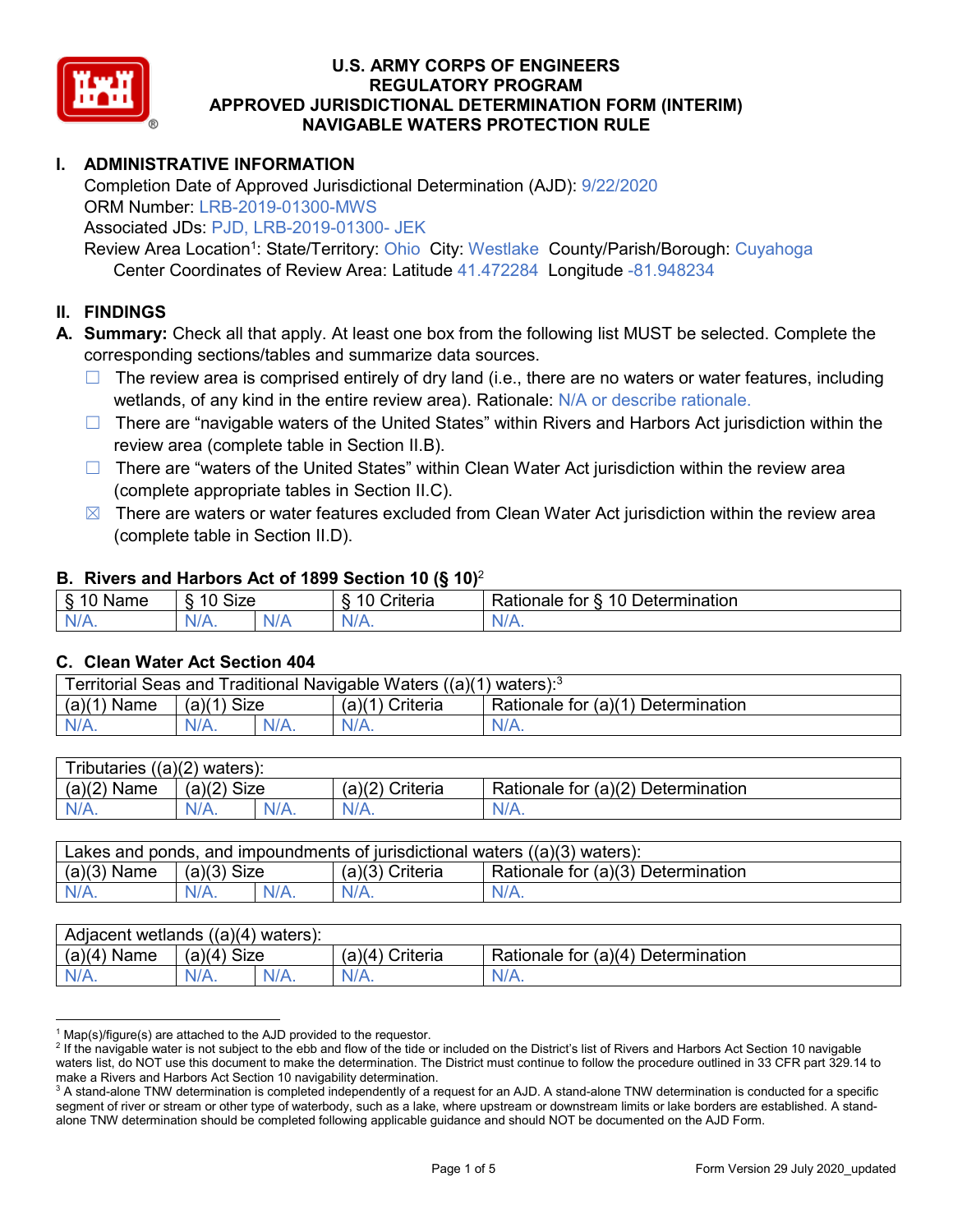# U.S. ARMY CORPS OF ENGINEERS
# REGULATORY PROGRAM
# APPROVED JURISDICTIONAL DETERMINATION FORM (INTERIM)
# NAVIGABLE WATERS PROTECTION RULE

## I. ADMINISTRATIVE INFORMATION

Completion Date of Approved Jurisdictional Determination (AJD): 9/22/2020
ORM Number: LRB-2019-01300-MWS
Associated JDs: PJD, LRB-2019-01300- JEK
Review Area Location[1]: State/Territory: Ohio City: Westlake County/Parish/Borough: Cuyahoga
Center Coordinates of Review Area: Latitude 41.472284 Longitude -81.948234

## II. FINDINGS

**A. Summary:** Check all that apply. At least one box from the following list MUST be selected. Complete the corresponding sections/tables and summarize data sources.

- ☐ The review area is comprised entirely of dry land (i.e., there are no waters or water features, including wetlands, of any kind in the entire review area). Rationale: N/A or describe rationale.
- ☐ There are "navigable waters of the United States" within Rivers and Harbors Act jurisdiction within the review area (complete table in Section II.B).
- ☐ There are "waters of the United States" within Clean Water Act jurisdiction within the review area (complete appropriate tables in Section II.C).
- ☒ There are waters or water features excluded from Clean Water Act jurisdiction within the review area (complete table in Section II.D).

### B. Rivers and Harbors Act of 1899 Section 10 (§ 10)[2]

| § 10 Name | § 10 Size | | § 10 Criteria | Rationale for § 10 Determination |
|---|---|---|---|---|
| N/A. | N/A. | N/A | N/A. | N/A. |

### C. Clean Water Act Section 404

| Territorial Seas and Traditional Navigable Waters ((a)(1) waters):[3] | | | | |
|---|---|---|---|---|
| (a)(1) Name | (a)(1) Size | | (a)(1) Criteria | Rationale for (a)(1) Determination |
| N/A. | N/A. | N/A. | N/A. | N/A. |

| Tributaries ((a)(2) waters): | | | | |
|---|---|---|---|---|
| (a)(2) Name | (a)(2) Size | | (a)(2) Criteria | Rationale for (a)(2) Determination |
| N/A. | N/A. | N/A. | N/A. | N/A. |

| Lakes and ponds, and impoundments of jurisdictional waters ((a)(3) waters): | | | | |
|---|---|---|---|---|
| (a)(3) Name | (a)(3) Size | | (a)(3) Criteria | Rationale for (a)(3) Determination |
| N/A. | N/A. | N/A. | N/A. | N/A. |

| Adjacent wetlands ((a)(4) waters): | | | | |
|---|---|---|---|---|
| (a)(4) Name | (a)(4) Size | | (a)(4) Criteria | Rationale for (a)(4) Determination |
| N/A. | N/A. | N/A. | N/A. | N/A. |

---

[1] Map(s)/figure(s) are attached to the AJD provided to the requestor.

[2] If the navigable water is not subject to the ebb and flow of the tide or included on the District's list of Rivers and Harbors Act Section 10 navigable waters list, do NOT use this document to make the determination. The District must continue to follow the procedure outlined in 33 CFR part 329.14 to make a Rivers and Harbors Act Section 10 navigability determination.

[3] A stand-alone TNW determination is completed independently of a request for an AJD. A stand-alone TNW determination is conducted for a specific segment of river or stream or other type of waterbody, such as a lake, where upstream or downstream limits or lake borders are established. A stand-alone TNW determination should be completed following applicable guidance and should NOT be documented on the AJD Form.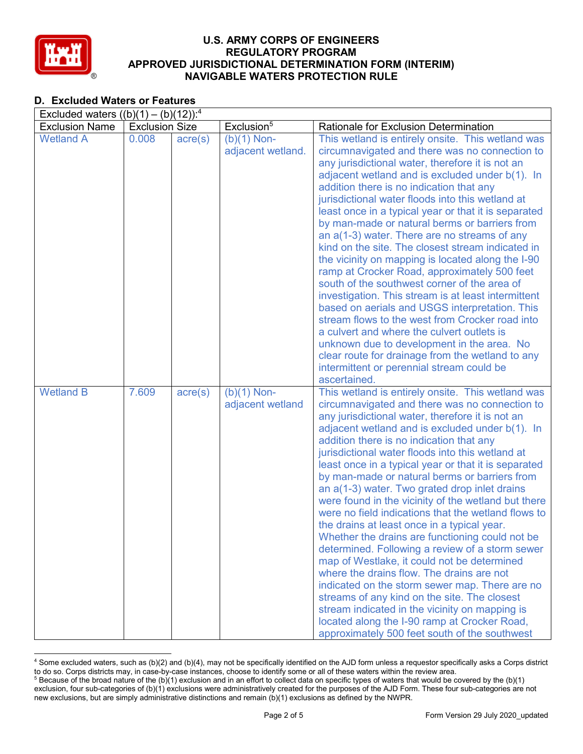## D. Excluded Waters or Features

| Excluded waters ((b)(1) – (b)(12)):[4] | | | | |
|---|---|---|---|---|
| Exclusion Name | Exclusion Size | | Exclusion[5] | Rationale for Exclusion Determination |
| Wetland A | 0.008 | acre(s) | (b)(1) Non-adjacent wetland. | This wetland is entirely onsite. This wetland was circumnavigated and there was no connection to any jurisdictional water, therefore it is not an adjacent wetland and is excluded under b(1). In addition there is no indication that any jurisdictional water floods into this wetland at least once in a typical year or that it is separated by man-made or natural berms or barriers from an a(1-3) water. There are no streams of any kind on the site. The closest stream indicated in the vicinity on mapping is located along the I-90 ramp at Crocker Road, approximately 500 feet south of the southwest corner of the area of investigation. This stream is at least intermittent based on aerials and USGS interpretation. This stream flows to the west from Crocker road into a culvert and where the culvert outlets is unknown due to development in the area. No clear route for drainage from the wetland to any intermittent or perennial stream could be ascertained. |
| Wetland B | 7.609 | acre(s) | (b)(1) Non-adjacent wetland | This wetland is entirely onsite. This wetland was circumnavigated and there was no connection to any jurisdictional water, therefore it is not an adjacent wetland and is excluded under b(1). In addition there is no indication that any jurisdictional water floods into this wetland at least once in a typical year or that it is separated by man-made or natural berms or barriers from an a(1-3) water. Two grated drop inlet drains were found in the vicinity of the wetland but there were no field indications that the wetland flows to the drains at least once in a typical year. Whether the drains are functioning could not be determined. Following a review of a storm sewer map of Westlake, it could not be determined where the drains flow. The drains are not indicated on the storm sewer map. There are no streams of any kind on the site. The closest stream indicated in the vicinity on mapping is located along the I-90 ramp at Crocker Road, approximately 500 feet south of the southwest |

[4] Some excluded waters, such as (b)(2) and (b)(4), may not be specifically identified on the AJD form unless a requestor specifically asks a Corps district to do so. Corps districts may, in case-by-case instances, choose to identify some or all of these waters within the review area.

[5] Because of the broad nature of the (b)(1) exclusion and in an effort to collect data on specific types of waters that would be covered by the (b)(1) exclusion, four sub-categories of (b)(1) exclusions were administratively created for the purposes of the AJD Form. These four sub-categories are not new exclusions, but are simply administrative distinctions and remain (b)(1) exclusions as defined by the NWPR.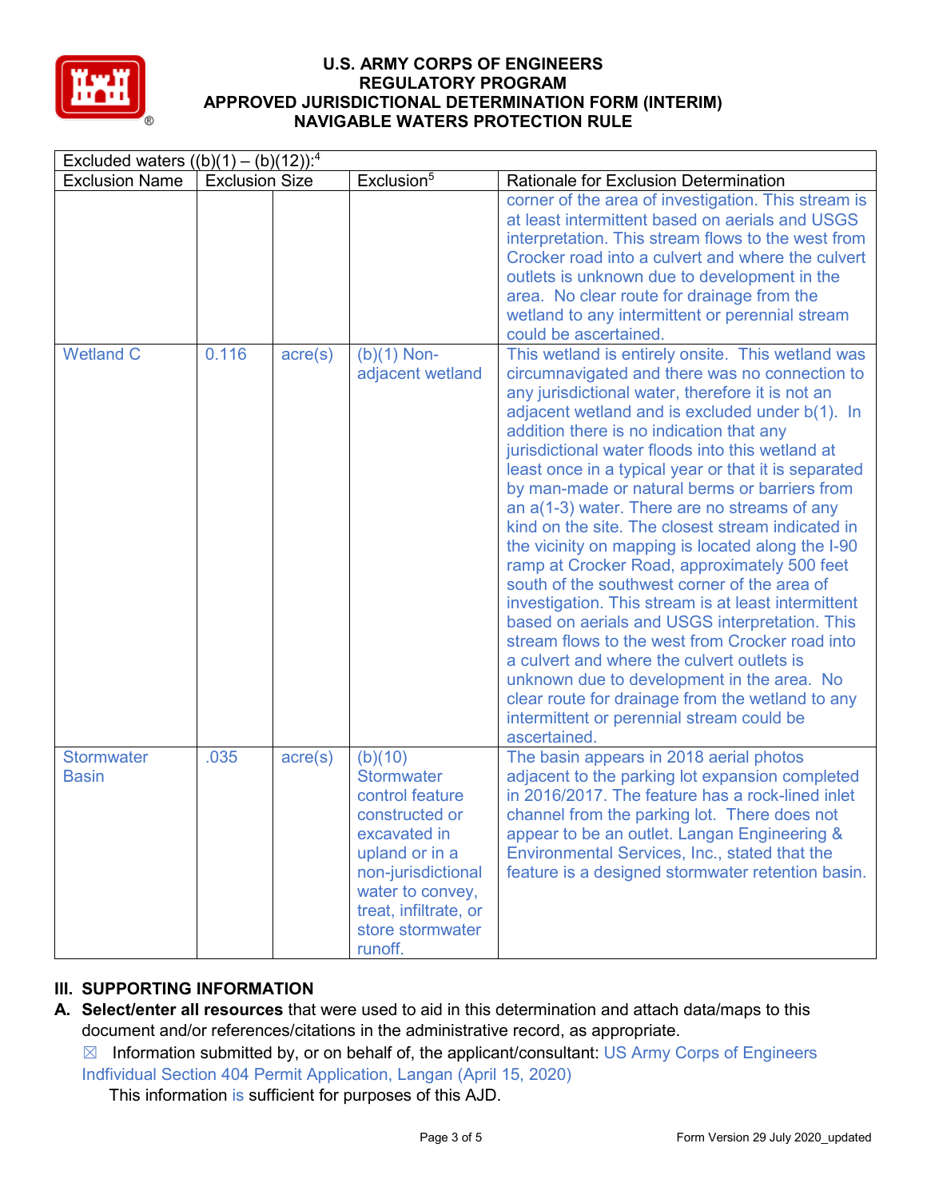| Excluded waters ((b)(1) – (b)(12)):[4] | | | | |
|---|---|---|---|---|
| Exclusion Name | Exclusion Size | | Exclusion[5] | Rationale for Exclusion Determination |
| | | | | corner of the area of investigation. This stream is at least intermittent based on aerials and USGS interpretation. This stream flows to the west from Crocker road into a culvert and where the culvert outlets is unknown due to development in the area. No clear route for drainage from the wetland to any intermittent or perennial stream could be ascertained. |
| Wetland C | 0.116 | acre(s) | (b)(1) Non-adjacent wetland | This wetland is entirely onsite. This wetland was circumnavigated and there was no connection to any jurisdictional water, therefore it is not an adjacent wetland and is excluded under b(1). In addition there is no indication that any jurisdictional water floods into this wetland at least once in a typical year or that it is separated by man-made or natural berms or barriers from an a(1-3) water. There are no streams of any kind on the site. The closest stream indicated in the vicinity on mapping is located along the I-90 ramp at Crocker Road, approximately 500 feet south of the southwest corner of the area of investigation. This stream is at least intermittent based on aerials and USGS interpretation. This stream flows to the west from Crocker road into a culvert and where the culvert outlets is unknown due to development in the area. No clear route for drainage from the wetland to any intermittent or perennial stream could be ascertained. |
| Stormwater Basin | .035 | acre(s) | (b)(10) Stormwater control feature constructed or excavated in upland or in a non-jurisdictional water to convey, treat, infiltrate, or store stormwater runoff. | The basin appears in 2018 aerial photos adjacent to the parking lot expansion completed in 2016/2017. The feature has a rock-lined inlet channel from the parking lot. There does not appear to be an outlet. Langan Engineering & Environmental Services, Inc., stated that the feature is a designed stormwater retention basin. |

## III. SUPPORTING INFORMATION

**A. Select/enter all resources** that were used to aid in this determination and attach data/maps to this document and/or references/citations in the administrative record, as appropriate.

☒ Information submitted by, or on behalf of, the applicant/consultant: US Army Corps of Engineers Indfividual Section 404 Permit Application, Langan (April 15, 2020)

This information is sufficient for purposes of this AJD.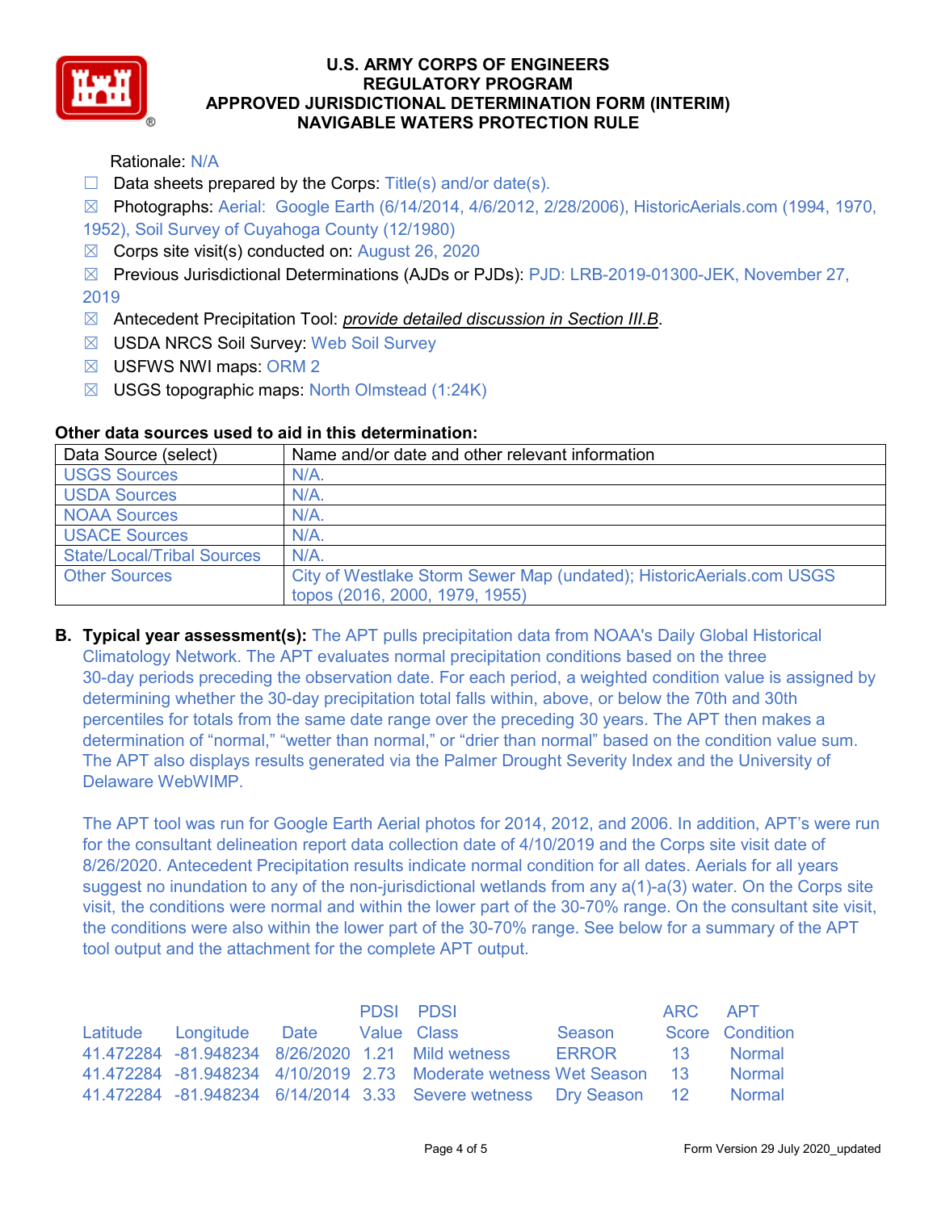Rationale: N/A

☐ Data sheets prepared by the Corps: Title(s) and/or date(s).

☒ Photographs: Aerial: Google Earth (6/14/2014, 4/6/2012, 2/28/2006), HistoricAerials.com (1994, 1970, 1952), Soil Survey of Cuyahoga County (12/1980)

☒ Corps site visit(s) conducted on: August 26, 2020

☒ Previous Jurisdictional Determinations (AJDs or PJDs): PJD: LRB-2019-01300-JEK, November 27, 2019

☒ Antecedent Precipitation Tool: *provide detailed discussion in Section III.B*.

☒ USDA NRCS Soil Survey: Web Soil Survey

☒ USFWS NWI maps: ORM 2

☒ USGS topographic maps: North Olmstead (1:24K)

**Other data sources used to aid in this determination:**

| Data Source (select) | Name and/or date and other relevant information |
|---|---|
| USGS Sources | N/A. |
| USDA Sources | N/A. |
| NOAA Sources | N/A. |
| USACE Sources | N/A. |
| State/Local/Tribal Sources | N/A. |
| Other Sources | City of Westlake Storm Sewer Map (undated); HistoricAerials.com USGS topos (2016, 2000, 1979, 1955) |

**B. Typical year assessment(s):** The APT pulls precipitation data from NOAA's Daily Global Historical Climatology Network. The APT evaluates normal precipitation conditions based on the three 30-day periods preceding the observation date. For each period, a weighted condition value is assigned by determining whether the 30-day precipitation total falls within, above, or below the 70th and 30th percentiles for totals from the same date range over the preceding 30 years. The APT then makes a determination of "normal," "wetter than normal," or "drier than normal" based on the condition value sum. The APT also displays results generated via the Palmer Drought Severity Index and the University of Delaware WebWIMP.

The APT tool was run for Google Earth Aerial photos for 2014, 2012, and 2006. In addition, APT's were run for the consultant delineation report data collection date of 4/10/2019 and the Corps site visit date of 8/26/2020. Antecedent Precipitation results indicate normal condition for all dates. Aerials for all years suggest no inundation to any of the non-jurisdictional wetlands from any a(1)-a(3) water. On the Corps site visit, the conditions were normal and within the lower part of the 30-70% range. On the consultant site visit, the conditions were also within the lower part of the 30-70% range. See below for a summary of the APT tool output and the attachment for the complete APT output.

| Latitude | Longitude | Date | PDSI Value | PDSI Class | Season | ARC Score | APT Condition |
|---|---|---|---|---|---|---|---|
| 41.472284 | -81.948234 | 8/26/2020 | 1.21 | Mild wetness | ERROR | 13 | Normal |
| 41.472284 | -81.948234 | 4/10/2019 | 2.73 | Moderate wetness | Wet Season | 13 | Normal |
| 41.472284 | -81.948234 | 6/14/2014 | 3.33 | Severe wetness | Dry Season | 12 | Normal |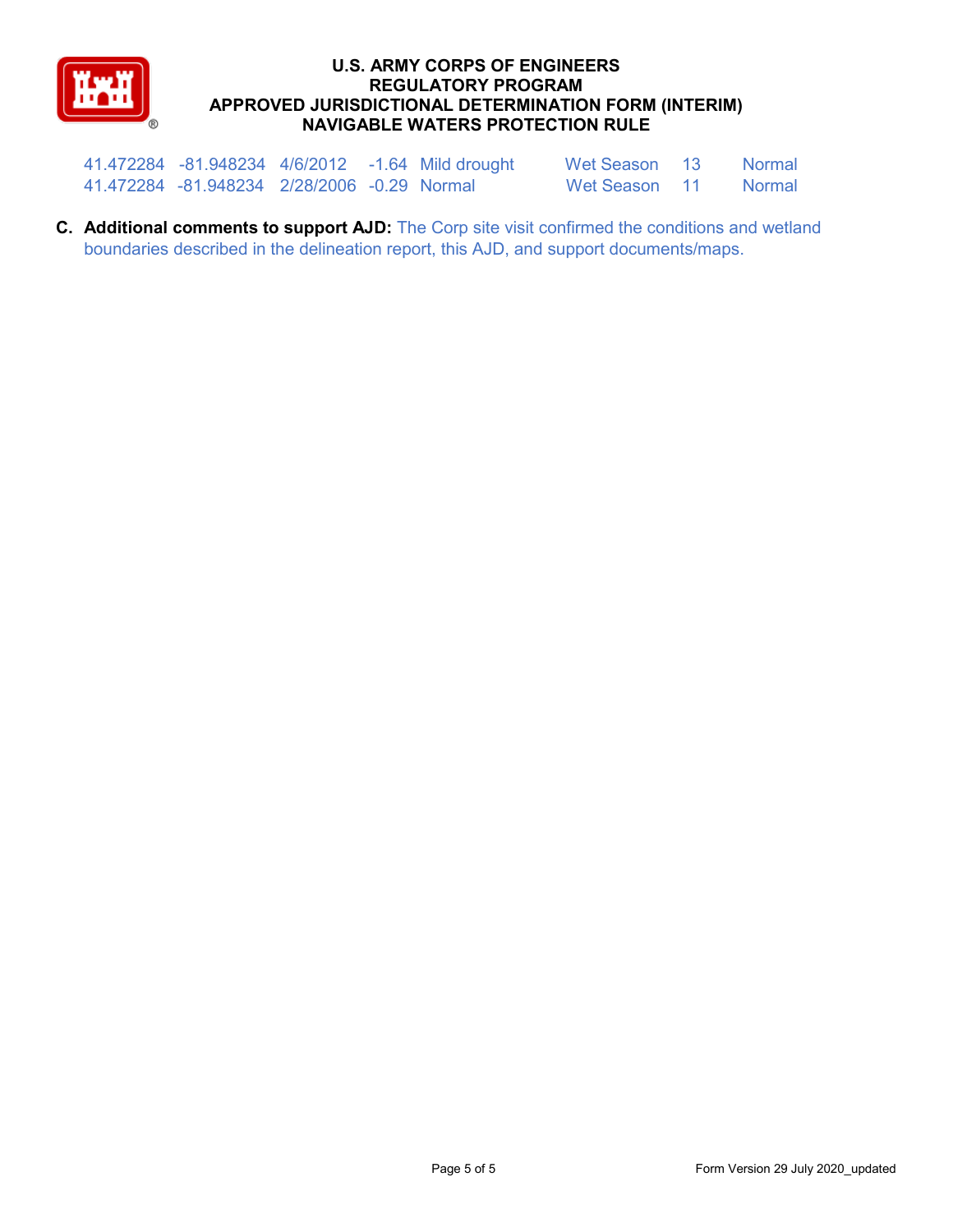| | | | | | | | |
|---|---|---|---|---|---|---|---|
| 41.472284 | -81.948234 | 4/6/2012 | -1.64 | Mild drought | Wet Season | 13 | Normal |
| 41.472284 | -81.948234 | 2/28/2006 | -0.29 | Normal | Wet Season | 11 | Normal |

C. **Additional comments to support AJD:** The Corp site visit confirmed the conditions and wetland boundaries described in the delineation report, this AJD, and support documents/maps.